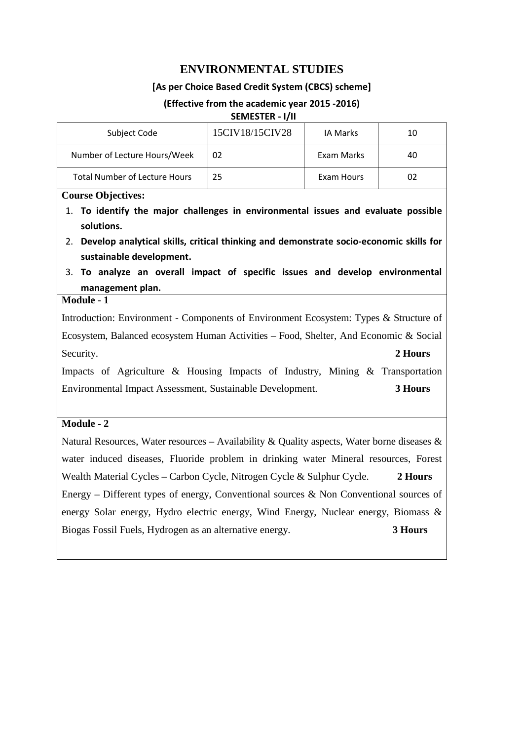# ENVIRONMENTAL STUDIES

**[As per Choice Based Credit System (CBCS) scheme]**

**(Effective from the academic year 2015 -2016)**

**SEMESTER - I/II**

| Subject Code | 15CIV18/15CIV28 | IA Marks | 10 |
|---|---|---|---|
| Number of Lecture Hours/Week | 02 | Exam Marks | 40 |
| Total Number of Lecture Hours | 25 | Exam Hours | 02 |

**Course Objectives:**

1. **To identify the major challenges in environmental issues and evaluate possible solutions.**
2. **Develop analytical skills, critical thinking and demonstrate socio-economic skills for sustainable development.**
3. **To analyze an overall impact of specific issues and develop environmental management plan.**

**Module - 1**

Introduction: Environment - Components of Environment Ecosystem: Types & Structure of Ecosystem, Balanced ecosystem Human Activities – Food, Shelter, And Economic & Social Security. **2 Hours**

Impacts of Agriculture & Housing Impacts of Industry, Mining & Transportation Environmental Impact Assessment, Sustainable Development. **3 Hours**

**Module - 2**

Natural Resources, Water resources – Availability & Quality aspects, Water borne diseases & water induced diseases, Fluoride problem in drinking water Mineral resources, Forest Wealth Material Cycles – Carbon Cycle, Nitrogen Cycle & Sulphur Cycle. **2 Hours**

Energy – Different types of energy, Conventional sources & Non Conventional sources of energy Solar energy, Hydro electric energy, Wind Energy, Nuclear energy, Biomass & Biogas Fossil Fuels, Hydrogen as an alternative energy. **3 Hours**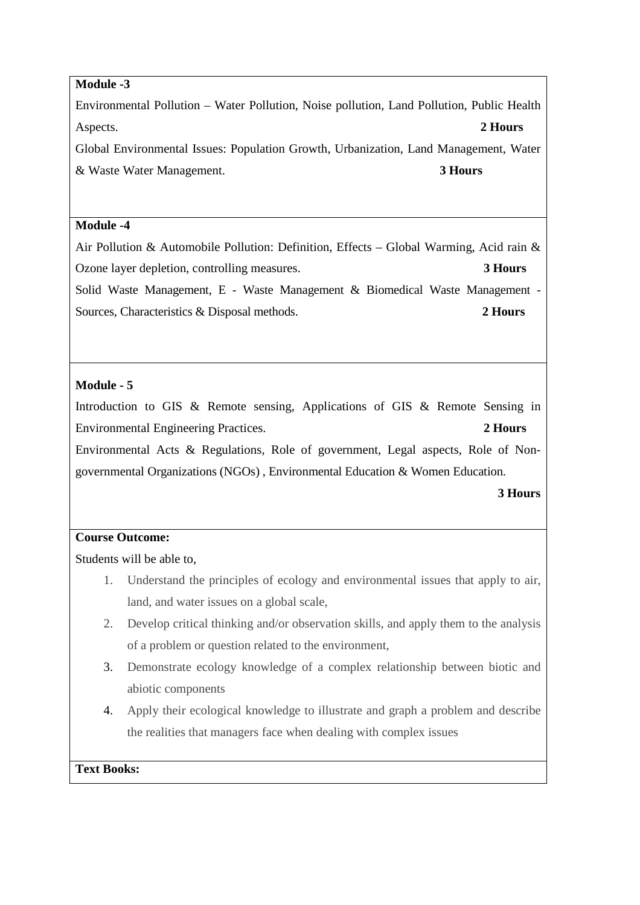**Module -3**

Environmental Pollution – Water Pollution, Noise pollution, Land Pollution, Public Health Aspects. **2 Hours**

Global Environmental Issues: Population Growth, Urbanization, Land Management, Water & Waste Water Management. **3 Hours**

**Module -4**

Air Pollution & Automobile Pollution: Definition, Effects – Global Warming, Acid rain & Ozone layer depletion, controlling measures. **3 Hours**

Solid Waste Management, E - Waste Management & Biomedical Waste Management - Sources, Characteristics & Disposal methods. **2 Hours**

**Module - 5**

Introduction to GIS & Remote sensing, Applications of GIS & Remote Sensing in Environmental Engineering Practices. **2 Hours**

Environmental Acts & Regulations, Role of government, Legal aspects, Role of Non-governmental Organizations (NGOs) , Environmental Education & Women Education. **3 Hours**

**Course Outcome:**

Students will be able to,

1. Understand the principles of ecology and environmental issues that apply to air, land, and water issues on a global scale,
2. Develop critical thinking and/or observation skills, and apply them to the analysis of a problem or question related to the environment,
3. Demonstrate ecology knowledge of a complex relationship between biotic and abiotic components
4. Apply their ecological knowledge to illustrate and graph a problem and describe the realities that managers face when dealing with complex issues

**Text Books:**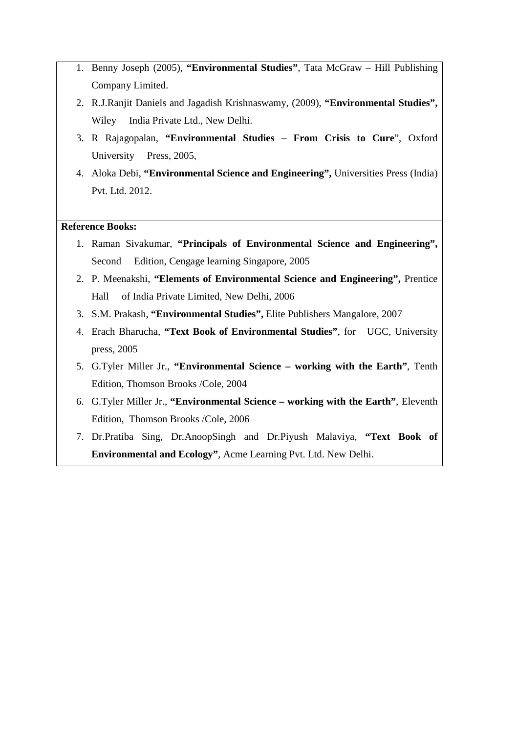1. Benny Joseph (2005), **"Environmental Studies"**, Tata McGraw – Hill Publishing Company Limited.
2. R.J.Ranjit Daniels and Jagadish Krishnaswamy, (2009), **"Environmental Studies",** Wiley India Private Ltd., New Delhi.
3. R Rajagopalan, **"Environmental Studies – From Crisis to Cure**", Oxford University Press, 2005,
4. Aloka Debi, **"Environmental Science and Engineering",** Universities Press (India) Pvt. Ltd. 2012.

**Reference Books:**

1. Raman Sivakumar, **"Principals of Environmental Science and Engineering",** Second Edition, Cengage learning Singapore, 2005
2. P. Meenakshi, **"Elements of Environmental Science and Engineering",** Prentice Hall of India Private Limited, New Delhi, 2006
3. S.M. Prakash, **"Environmental Studies",** Elite Publishers Mangalore, 2007
4. Erach Bharucha, **"Text Book of Environmental Studies"**, for UGC, University press, 2005
5. G.Tyler Miller Jr., **"Environmental Science – working with the Earth"**, Tenth Edition, Thomson Brooks /Cole, 2004
6. G.Tyler Miller Jr., **"Environmental Science – working with the Earth"**, Eleventh Edition, Thomson Brooks /Cole, 2006
7. Dr.Pratiba Sing, Dr.AnoopSingh and Dr.Piyush Malaviya, **"Text Book of Environmental and Ecology"**, Acme Learning Pvt. Ltd. New Delhi.